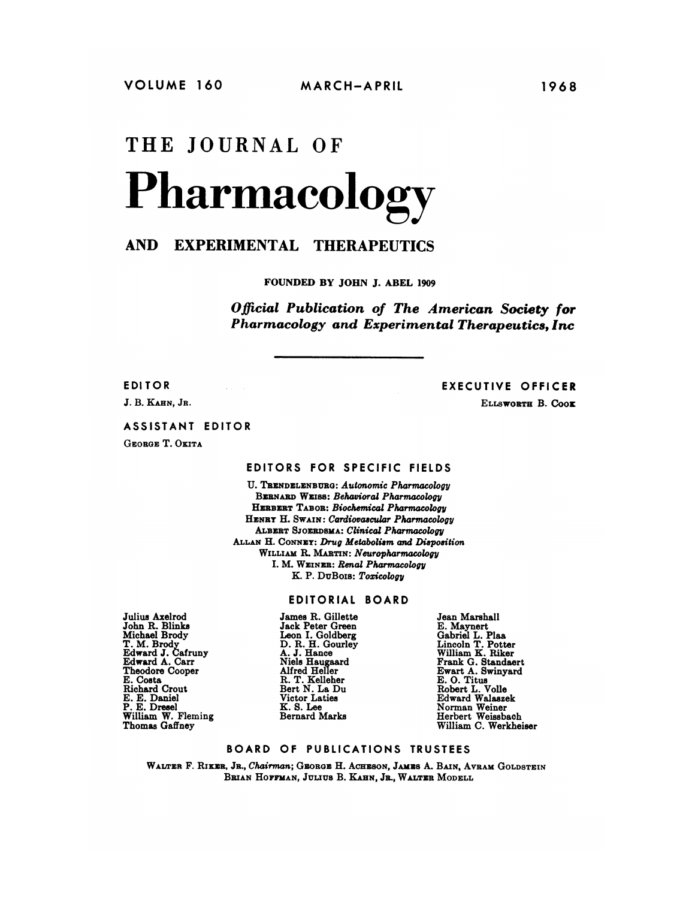VOLUME 160 MARCH–APRIL 1968

# THE JOURNAL OF

# Pharmacology

## AND EXPERIMENTAL THERAPEUTICS

FOUNDED BY JOHN J. ABEL 1909

*Official Publication of The American Society for Pharmacology and Experimental Therapeutics, Inc*

---

**EDITOR**

J. B. KAHN, JR.

**EXECUTIVE OFFICER**

ELLSWORTH B. COOK

**ASSISTANT EDITOR**

GEORGE T. OKITA

**EDITORS FOR SPECIFIC FIELDS**

U. TRENDELENBURG: *Autonomic Pharmacology*
BERNARD WEISS: *Behavioral Pharmacology*
HERBERT TABOR: *Biochemical Pharmacology*
HENRY H. SWAIN: *Cardiovascular Pharmacology*
ALBERT SJOERDSMA: *Clinical Pharmacology*
ALLAN H. CONNEY: *Drug Metabolism and Disposition*
WILLIAM R. MARTIN: *Neuropharmacology*
I. M. WEINER: *Renal Pharmacology*
K. P. DUBOIS: *Toxicology*

**EDITORIAL BOARD**

Julius Axelrod
John R. Blinks
Michael Brody
T. M. Brody
Edward J. Cafruny
Edward A. Carr
Theodore Cooper
E. Costa
Richard Crout
E. E. Daniel
P. E. Dresel
William W. Fleming
Thomas Gaffney

James R. Gillette
Jack Peter Green
Leon I. Goldberg
D. R. H. Gourley
A. J. Hance
Niels Haugaard
Alfred Heller
R. T. Kelleher
Bert N. La Du
Victor Laties
K. S. Lee
Bernard Marks

Jean Marshall
E. Maynert
Gabriel L. Plaa
Lincoln T. Potter
William K. Riker
Frank G. Standaert
Ewart A. Swinyard
E. O. Titus
Robert L. Volle
Edward Walaszek
Norman Weiner
Herbert Weissbach
William C. Werkheiser

**BOARD OF PUBLICATIONS TRUSTEES**

WALTER F. RIKER, JR., *Chairman*; GEORGE H. ACHESON, JAMES A. BAIN, AVRAM GOLDSTEIN
BRIAN HOFFMAN, JULIUS B. KAHN, JR., WALTER MODELL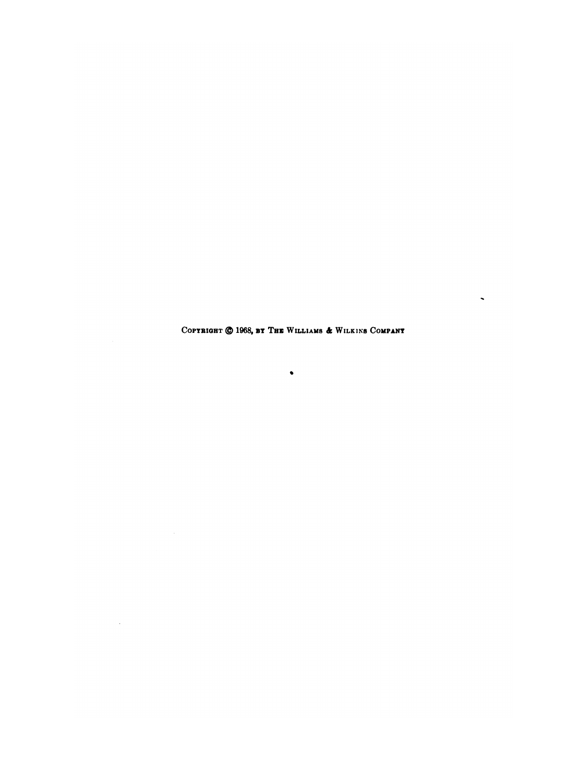COPYRIGHT © 1968, BY THE WILLIAMS & WILKINS COMPANY